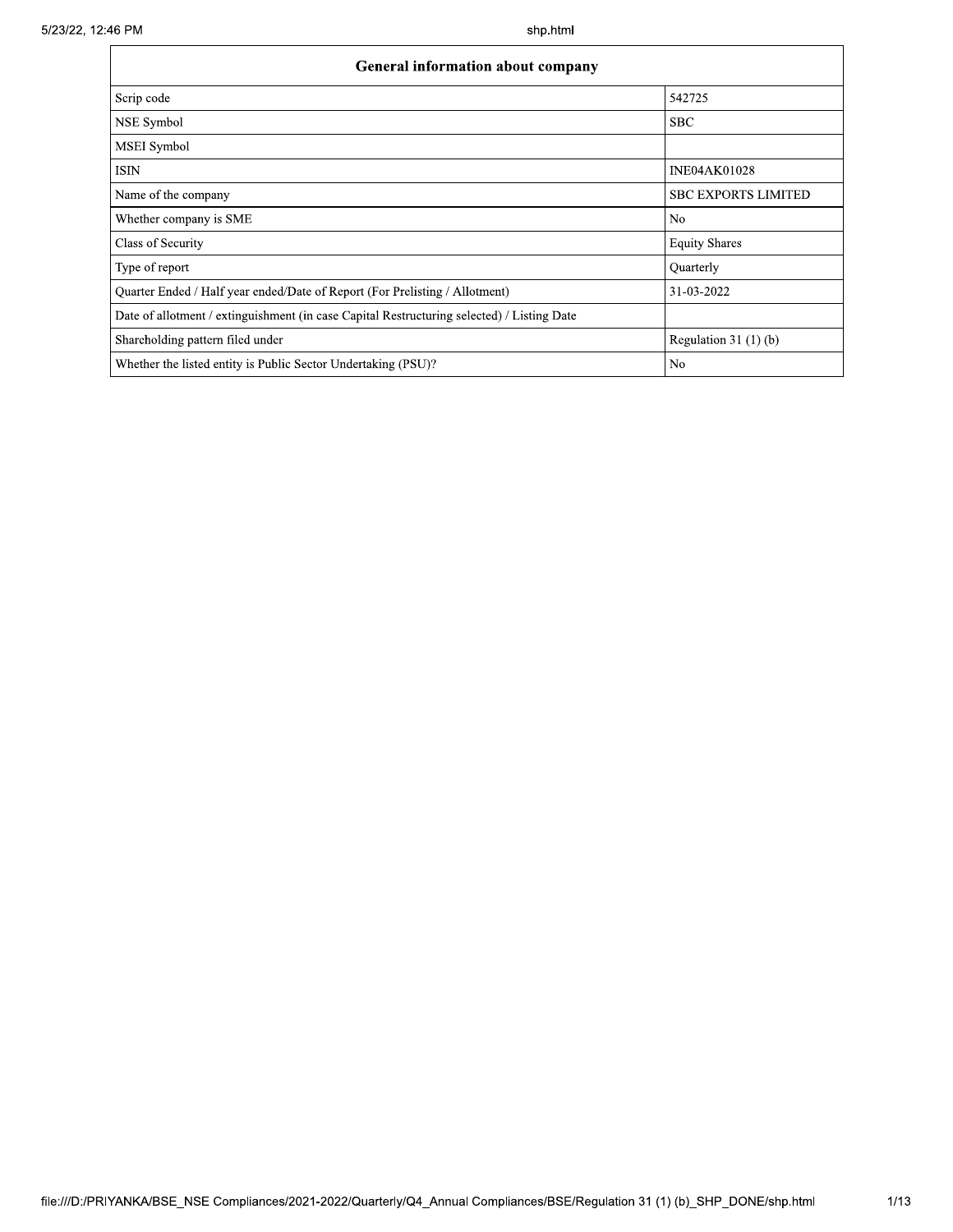| General information about company | |
|---|---|
| Scrip code | 542725 |
| NSE Symbol | SBC |
| MSEI Symbol | |
| ISIN | INE04AK01028 |
| Name of the company | SBC EXPORTS LIMITED |
| Whether company is SME | No |
| Class of Security | Equity Shares |
| Type of report | Quarterly |
| Quarter Ended / Half year ended/Date of Report (For Prelisting / Allotment) | 31-03-2022 |
| Date of allotment / extinguishment (in case Capital Restructuring selected) / Listing Date | |
| Shareholding pattern filed under | Regulation 31 (1) (b) |
| Whether the listed entity is Public Sector Undertaking (PSU)? | No |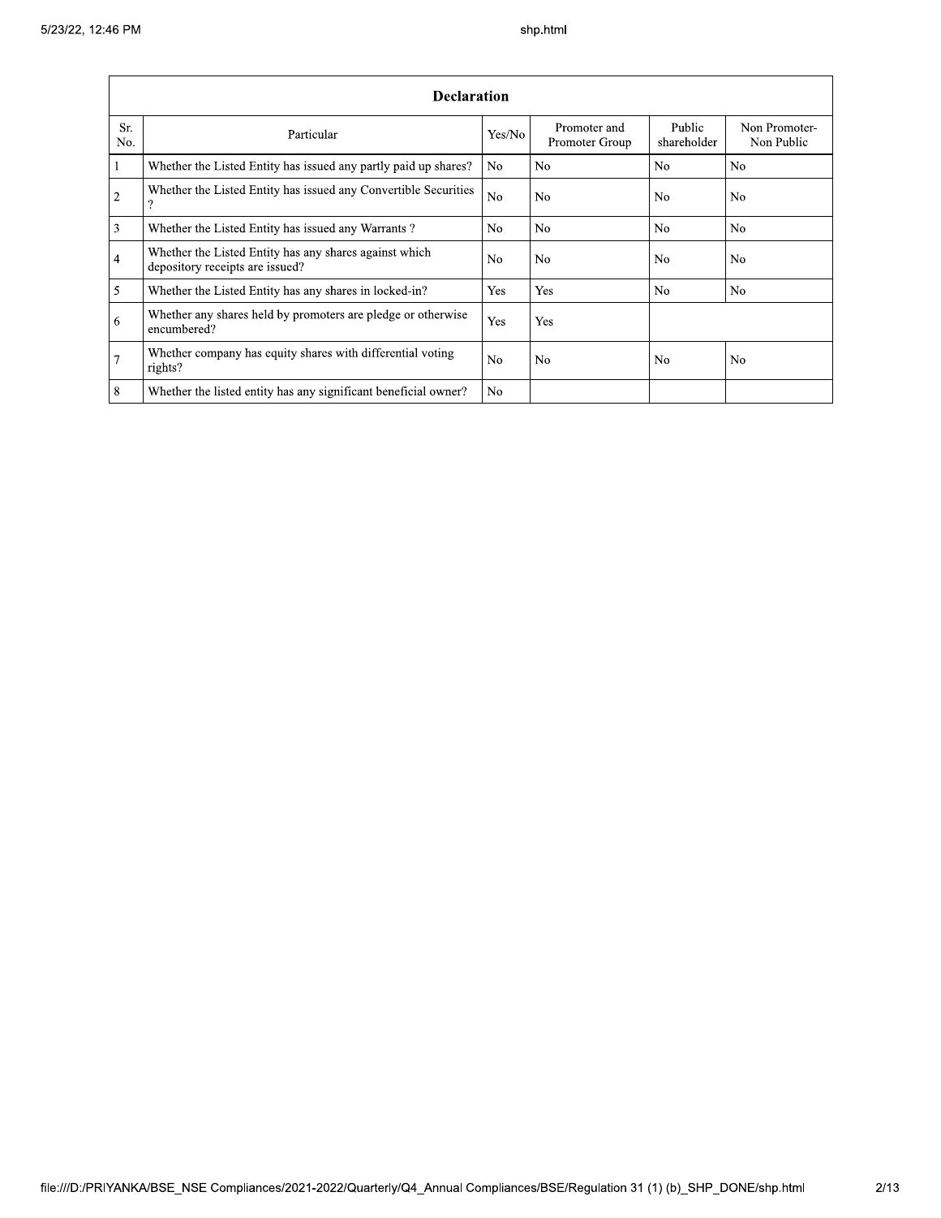| Declaration | | | | | |
|---|---|---|---|---|---|
| Sr. No. | Particular | Yes/No | Promoter and Promoter Group | Public shareholder | Non Promoter- Non Public |
| 1 | Whether the Listed Entity has issued any partly paid up shares? | No | No | No | No |
| 2 | Whether the Listed Entity has issued any Convertible Securities ? | No | No | No | No |
| 3 | Whether the Listed Entity has issued any Warrants ? | No | No | No | No |
| 4 | Whether the Listed Entity has any shares against which depository receipts are issued? | No | No | No | No |
| 5 | Whether the Listed Entity has any shares in locked-in? | Yes | Yes | No | No |
| 6 | Whether any shares held by promoters are pledge or otherwise encumbered? | Yes | Yes | | |
| 7 | Whether company has equity shares with differential voting rights? | No | No | No | No |
| 8 | Whether the listed entity has any significant beneficial owner? | No | | | |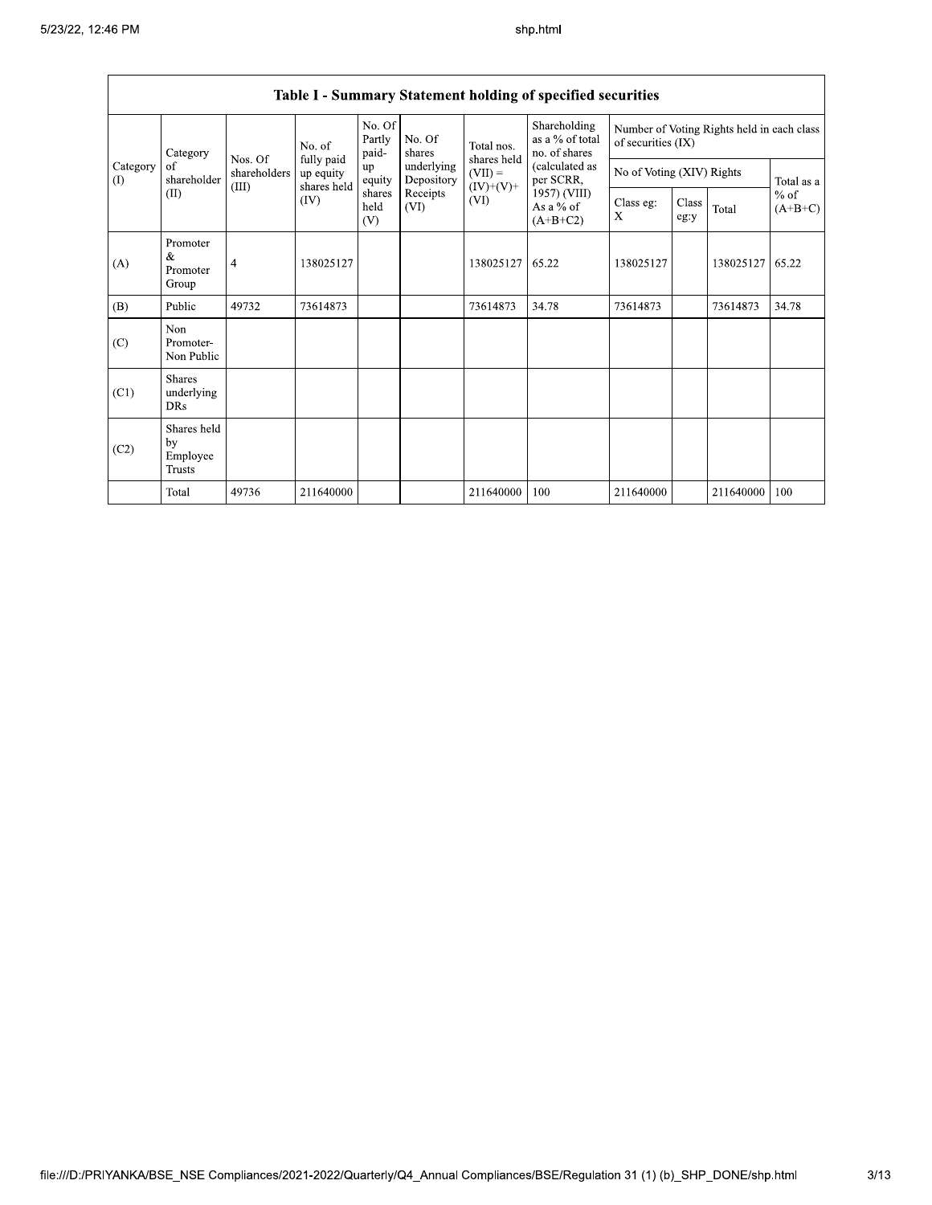| Table I - Summary Statement holding of specified securities | | | | | | | | | | | | |
|---|---|---|---|---|---|---|---|---|---|---|---|---|
| Category (I) | Category of shareholder (II) | Nos. Of shareholders (III) | No. of fully paid up equity shares held (IV) | No. Of Partly paid-up equity shares held (V) | No. Of shares underlying Depository Receipts (VI) | Total nos. shares held (VII) = (IV)+(V)+ (VI) | Shareholding as a % of total no. of shares (calculated as per SCRR, 1957) (VIII) As a % of (A+B+C2) | Number of Voting Rights held in each class of securities (IX) | | | |
| | | | | | | | | No of Voting (XIV) Rights | | | Total as a % of (A+B+C) |
| | | | | | | | | Class eg: X | Class eg:y | Total | |
| (A) | Promoter & Promoter Group | 4 | 138025127 | | | 138025127 | 65.22 | 138025127 | | 138025127 | 65.22 |
| (B) | Public | 49732 | 73614873 | | | 73614873 | 34.78 | 73614873 | | 73614873 | 34.78 |
| (C) | Non Promoter- Non Public | | | | | | | | | | |
| (C1) | Shares underlying DRs | | | | | | | | | | |
| (C2) | Shares held by Employee Trusts | | | | | | | | | | |
| | Total | 49736 | 211640000 | | | 211640000 | 100 | 211640000 | | 211640000 | 100 |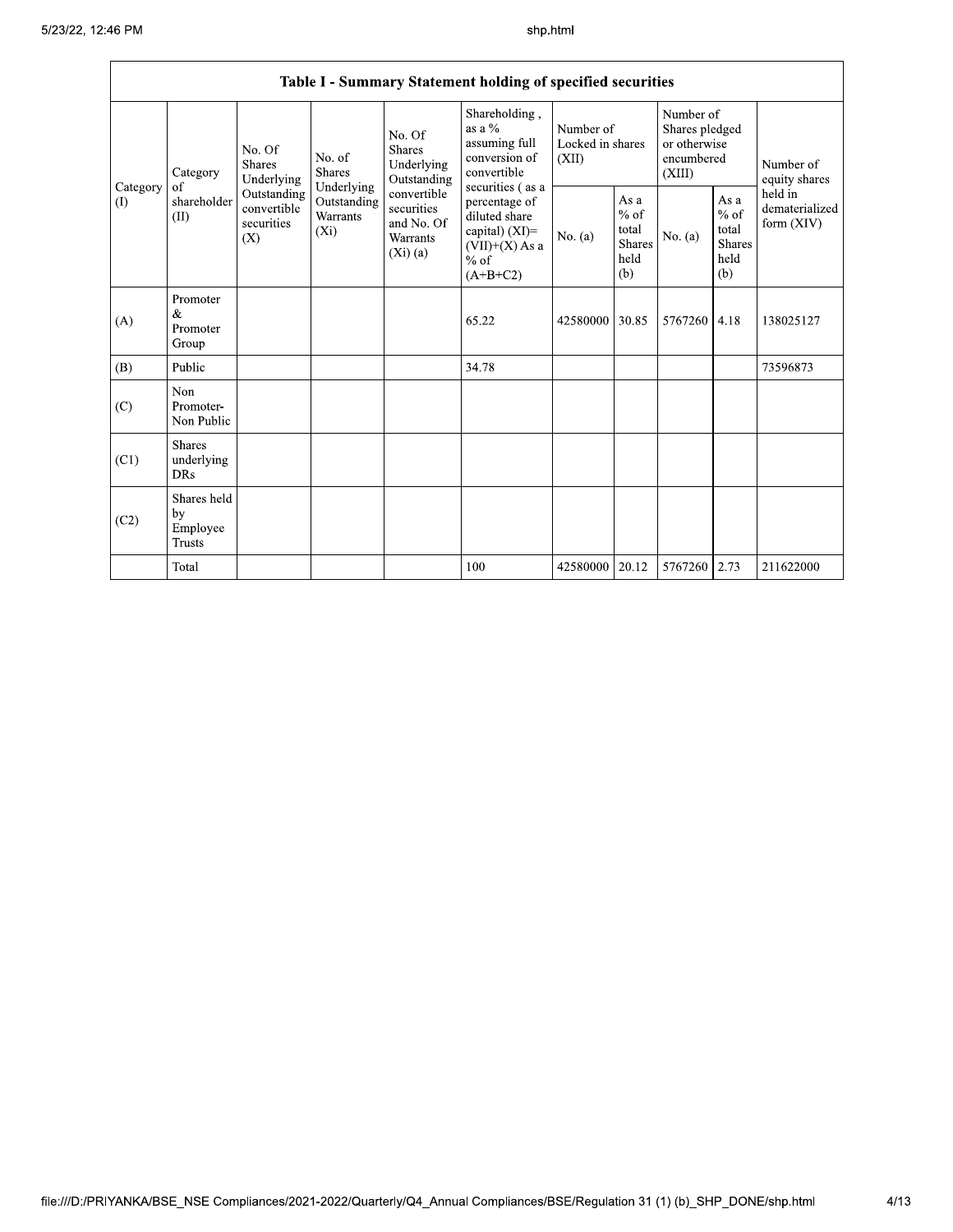**Table I - Summary Statement holding of specified securities**

| Category (I) | Category of shareholder (II) | No. Of Shares Underlying Outstanding convertible securities (X) | No. of Shares Underlying Outstanding Warrants (Xi) | No. Of Shares Underlying Outstanding convertible securities and No. Of Warrants (Xi) (a) | Shareholding , as a % assuming full conversion of convertible securities ( as a percentage of diluted share capital) (XI)= (VII)+(X) As a % of (A+B+C2) | Number of Locked in shares (XII) | | Number of Shares pledged or otherwise encumbered (XIII) | | Number of equity shares held in dematerialized form (XIV) |
|---|---|---|---|---|---|---|---|---|---|---|
| | | | | | | No. (a) | As a % of total Shares held (b) | No. (a) | As a % of total Shares held (b) | |
| (A) | Promoter & Promoter Group | | | | 65.22 | 42580000 | 30.85 | 5767260 | 4.18 | 138025127 |
| (B) | Public | | | | 34.78 | | | | | 73596873 |
| (C) | Non Promoter- Non Public | | | | | | | | | |
| (C1) | Shares underlying DRs | | | | | | | | | |
| (C2) | Shares held by Employee Trusts | | | | | | | | | |
| | Total | | | | 100 | 42580000 | 20.12 | 5767260 | 2.73 | 211622000 |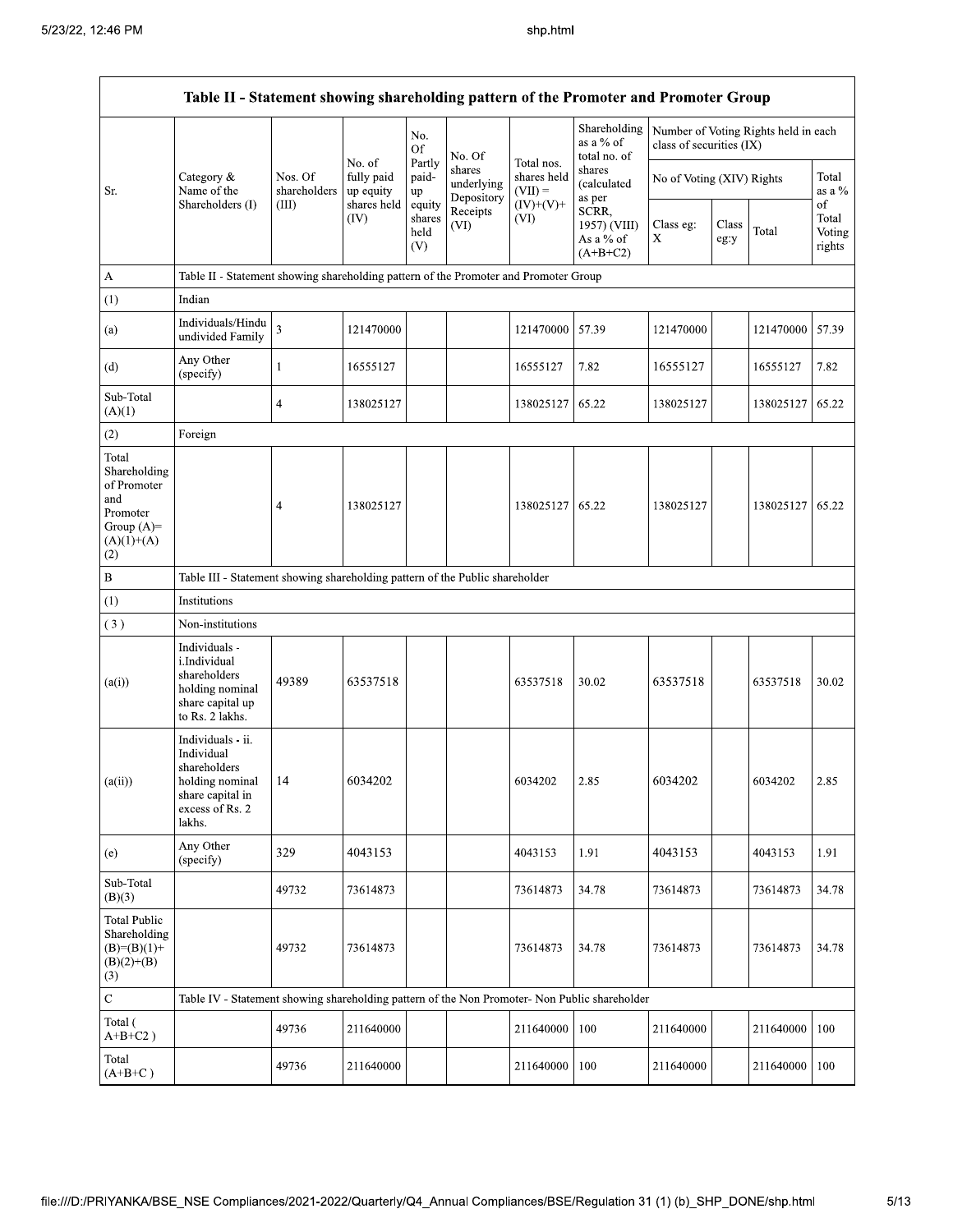| Table II - Statement showing shareholding pattern of the Promoter and Promoter Group | | | | | | | | | | | | |
|---|---|---|---|---|---|---|---|---|---|---|---|---|
| Sr. | Category & Name of the Shareholders (I) | Nos. Of shareholders (III) | No. of fully paid up equity shares held (IV) | No. Of Partly paid-up equity shares held (V) | No. Of shares underlying Depository Receipts (VI) | Total nos. shares held (VII) = (IV)+(V)+ (VI) | Shareholding as a % of total no. of shares (calculated as per SCRR, 1957) (VIII) As a % of (A+B+C2) | Number of Voting Rights held in each class of securities (IX) | | | |
| | | | | | | | | No of Voting (XIV) Rights | | | Total as a % of Total Voting rights |
| | | | | | | | | Class eg: X | Class eg:y | Total | |
| A | Table II - Statement showing shareholding pattern of the Promoter and Promoter Group | | | | | | | | | | |
| (1) | Indian | | | | | | | | | | |
| (a) | Individuals/Hindu undivided Family | 3 | 121470000 | | | 121470000 | 57.39 | 121470000 | | 121470000 | 57.39 |
| (d) | Any Other (specify) | 1 | 16555127 | | | 16555127 | 7.82 | 16555127 | | 16555127 | 7.82 |
| Sub-Total (A)(1) | | 4 | 138025127 | | | 138025127 | 65.22 | 138025127 | | 138025127 | 65.22 |
| (2) | Foreign | | | | | | | | | | |
| Total Shareholding of Promoter and Promoter Group (A)=(A)(1)+(A)(2) | | 4 | 138025127 | | | 138025127 | 65.22 | 138025127 | | 138025127 | 65.22 |
| B | Table III - Statement showing shareholding pattern of the Public shareholder | | | | | | | | | | |
| (1) | Institutions | | | | | | | | | | |
| (3) | Non-institutions | | | | | | | | | | |
| (a(i)) | Individuals - i.Individual shareholders holding nominal share capital up to Rs. 2 lakhs. | 49389 | 63537518 | | | 63537518 | 30.02 | 63537518 | | 63537518 | 30.02 |
| (a(ii)) | Individuals - ii. Individual shareholders holding nominal share capital in excess of Rs. 2 lakhs. | 14 | 6034202 | | | 6034202 | 2.85 | 6034202 | | 6034202 | 2.85 |
| (e) | Any Other (specify) | 329 | 4043153 | | | 4043153 | 1.91 | 4043153 | | 4043153 | 1.91 |
| Sub-Total (B)(3) | | 49732 | 73614873 | | | 73614873 | 34.78 | 73614873 | | 73614873 | 34.78 |
| Total Public Shareholding (B)=(B)(1)+(B)(2)+(B)(3) | | 49732 | 73614873 | | | 73614873 | 34.78 | 73614873 | | 73614873 | 34.78 |
| C | Table IV - Statement showing shareholding pattern of the Non Promoter- Non Public shareholder | | | | | | | | | | |
| Total ( A+B+C2 ) | | 49736 | 211640000 | | | 211640000 | 100 | 211640000 | | 211640000 | 100 |
| Total (A+B+C ) | | 49736 | 211640000 | | | 211640000 | 100 | 211640000 | | 211640000 | 100 |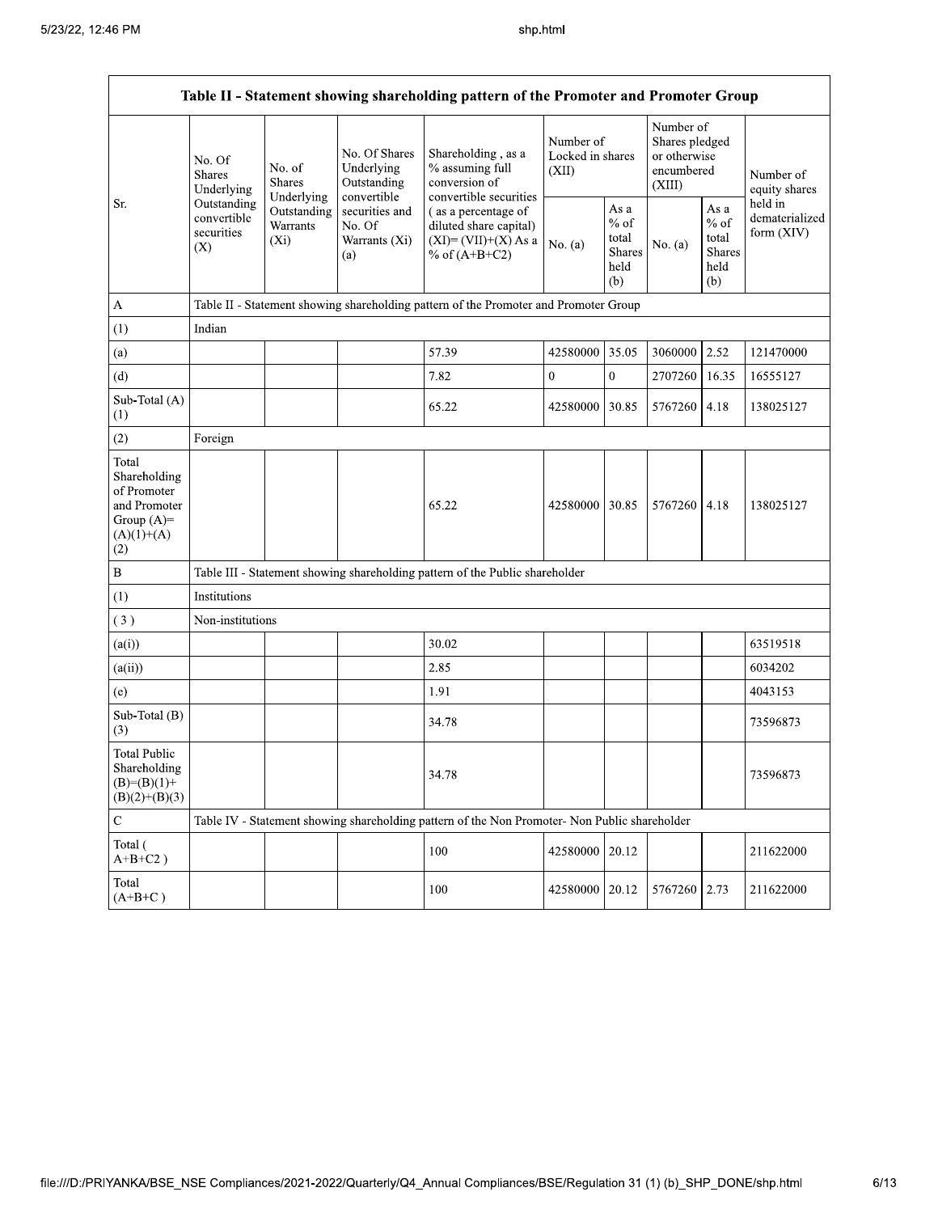| Table II - Statement showing shareholding pattern of the Promoter and Promoter Group | | | | | | | | | |
|---|---|---|---|---|---|---|---|---|---|
| Sr. | No. Of Shares Underlying Outstanding convertible securities (X) | No. of Shares Underlying Outstanding Warrants (Xi) | No. Of Shares Underlying Outstanding convertible securities and No. Of Warrants (Xi) (a) | Shareholding , as a % assuming full conversion of convertible securities ( as a percentage of diluted share capital) (XI)= (VII)+(X) As a % of (A+B+C2) | Number of Locked in shares (XII) | | Number of Shares pledged or otherwise encumbered (XIII) | | Number of equity shares held in dematerialized form (XIV) |
| | | | | | No. (a) | As a % of total Shares held (b) | No. (a) | As a % of total Shares held (b) | |
| A | Table II - Statement showing shareholding pattern of the Promoter and Promoter Group | | | | | | | | |
| (1) | Indian | | | | | | | | |
| (a) | | | | 57.39 | 42580000 | 35.05 | 3060000 | 2.52 | 121470000 |
| (d) | | | | 7.82 | 0 | 0 | 2707260 | 16.35 | 16555127 |
| Sub-Total (A) (1) | | | | 65.22 | 42580000 | 30.85 | 5767260 | 4.18 | 138025127 |
| (2) | Foreign | | | | | | | | |
| Total Shareholding of Promoter and Promoter Group (A)= (A)(1)+(A)(2) | | | | 65.22 | 42580000 | 30.85 | 5767260 | 4.18 | 138025127 |
| B | Table III - Statement showing shareholding pattern of the Public shareholder | | | | | | | | |
| (1) | Institutions | | | | | | | | |
| (3) | Non-institutions | | | | | | | | |
| (a(i)) | | | | 30.02 | | | | | 63519518 |
| (a(ii)) | | | | 2.85 | | | | | 6034202 |
| (e) | | | | 1.91 | | | | | 4043153 |
| Sub-Total (B) (3) | | | | 34.78 | | | | | 73596873 |
| Total Public Shareholding (B)=(B)(1)+(B)(2)+(B)(3) | | | | 34.78 | | | | | 73596873 |
| C | Table IV - Statement showing shareholding pattern of the Non Promoter- Non Public shareholder | | | | | | | | |
| Total ( A+B+C2 ) | | | | 100 | 42580000 | 20.12 | | | 211622000 |
| Total (A+B+C ) | | | | 100 | 42580000 | 20.12 | 5767260 | 2.73 | 211622000 |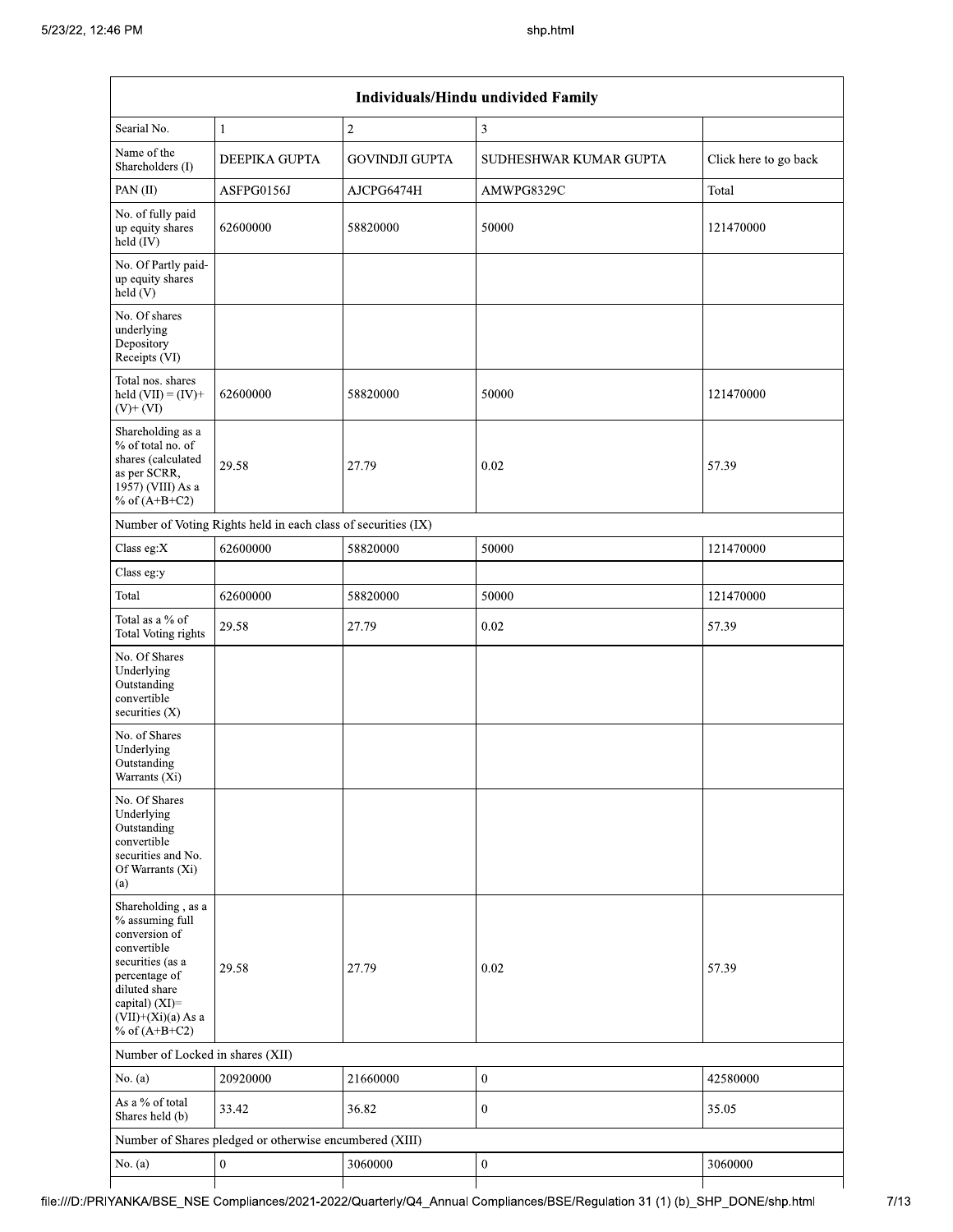| Individuals/Hindu undivided Family | | | | |
|---|---|---|---|---|
| Searial No. | 1 | 2 | 3 | |
| Name of the Shareholders (I) | DEEPIKA GUPTA | GOVINDJI GUPTA | SUDHESHWAR KUMAR GUPTA | Click here to go back |
| PAN (II) | ASFPG0156J | AJCPG6474H | AMWPG8329C | Total |
| No. of fully paid up equity shares held (IV) | 62600000 | 58820000 | 50000 | 121470000 |
| No. Of Partly paid-up equity shares held (V) | | | | |
| No. Of shares underlying Depository Receipts (VI) | | | | |
| Total nos. shares held (VII) = (IV)+ (V)+ (VI) | 62600000 | 58820000 | 50000 | 121470000 |
| Shareholding as a % of total no. of shares (calculated as per SCRR, 1957) (VIII) As a % of (A+B+C2) | 29.58 | 27.79 | 0.02 | 57.39 |
| Number of Voting Rights held in each class of securities (IX) | | | | |
| Class eg:X | 62600000 | 58820000 | 50000 | 121470000 |
| Class eg:y | | | | |
| Total | 62600000 | 58820000 | 50000 | 121470000 |
| Total as a % of Total Voting rights | 29.58 | 27.79 | 0.02 | 57.39 |
| No. Of Shares Underlying Outstanding convertible securities (X) | | | | |
| No. of Shares Underlying Outstanding Warrants (Xi) | | | | |
| No. Of Shares Underlying Outstanding convertible securities and No. Of Warrants (Xi) (a) | | | | |
| Shareholding , as a % assuming full conversion of convertible securities (as a percentage of diluted share capital) (XI)= (VII)+(Xi)(a) As a % of (A+B+C2) | 29.58 | 27.79 | 0.02 | 57.39 |
| Number of Locked in shares (XII) | | | | |
| No. (a) | 20920000 | 21660000 | 0 | 42580000 |
| As a % of total Shares held (b) | 33.42 | 36.82 | 0 | 35.05 |
| Number of Shares pledged or otherwise encumbered (XIII) | | | | |
| No. (a) | 0 | 3060000 | 0 | 3060000 |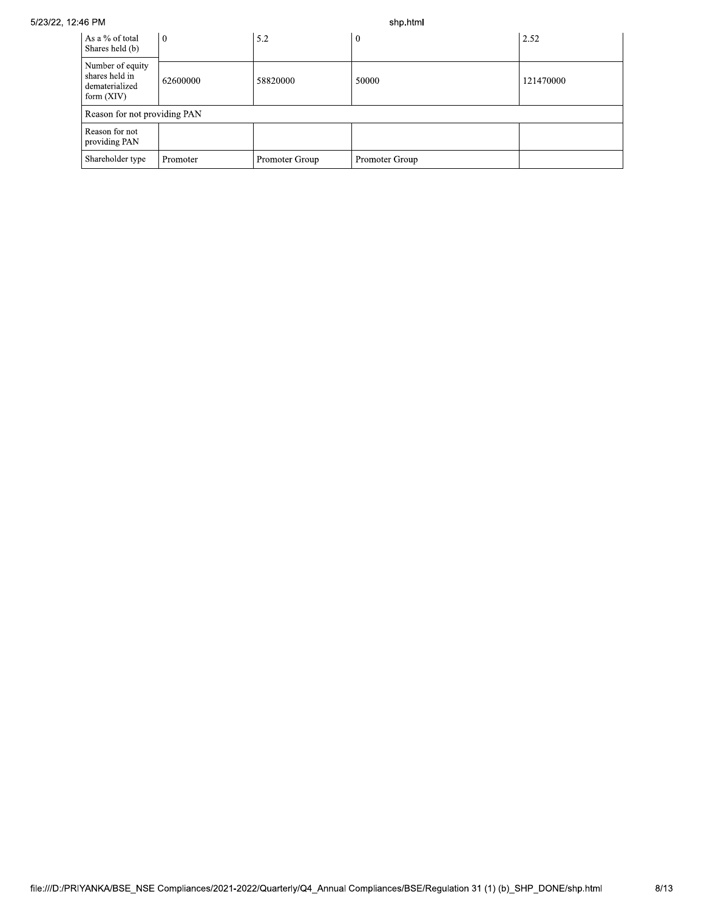| As a % of total Shares held (b) | 0 | 5.2 | 0 | 2.52 |
|---|---|---|---|---|
| Number of equity shares held in dematerialized form (XIV) | 62600000 | 58820000 | 50000 | 121470000 |
| Reason for not providing PAN | | | | |
| Reason for not providing PAN | | | | |
| Shareholder type | Promoter | Promoter Group | Promoter Group | |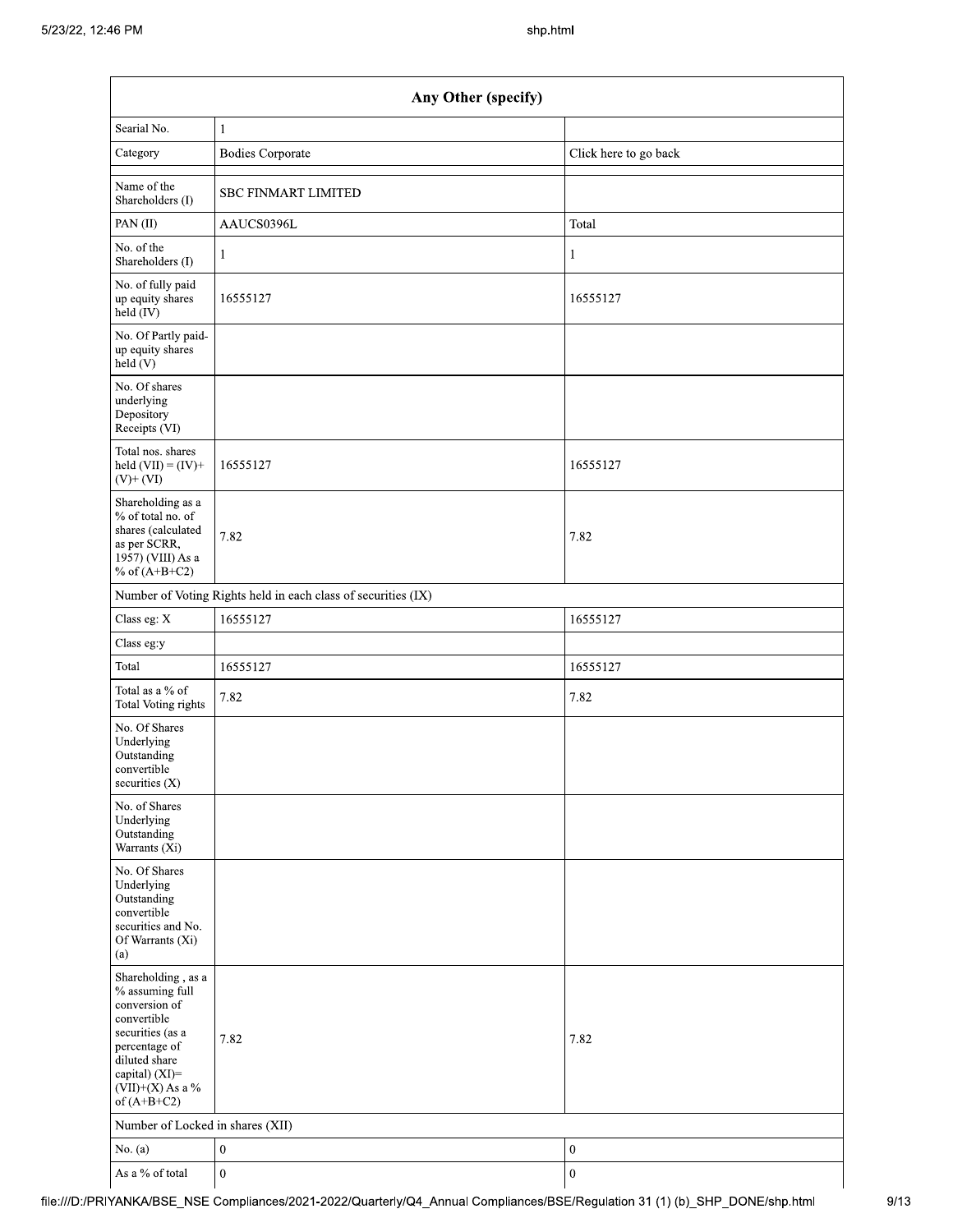| Any Other (specify) | | |
|---|---|---|
| Searial No. | 1 | |
| Category | Bodies Corporate | Click here to go back |
| Name of the Shareholders (I) | SBC FINMART LIMITED | |
| PAN (II) | AAUCS0396L | Total |
| No. of the Shareholders (I) | 1 | 1 |
| No. of fully paid up equity shares held (IV) | 16555127 | 16555127 |
| No. Of Partly paid-up equity shares held (V) | | |
| No. Of shares underlying Depository Receipts (VI) | | |
| Total nos. shares held (VII) = (IV)+ (V)+ (VI) | 16555127 | 16555127 |
| Shareholding as a % of total no. of shares (calculated as per SCRR, 1957) (VIII) As a % of (A+B+C2) | 7.82 | 7.82 |
| Number of Voting Rights held in each class of securities (IX) | | |
| Class eg: X | 16555127 | 16555127 |
| Class eg:y | | |
| Total | 16555127 | 16555127 |
| Total as a % of Total Voting rights | 7.82 | 7.82 |
| No. Of Shares Underlying Outstanding convertible securities (X) | | |
| No. of Shares Underlying Outstanding Warrants (Xi) | | |
| No. Of Shares Underlying Outstanding convertible securities and No. Of Warrants (Xi) (a) | | |
| Shareholding , as a % assuming full conversion of convertible securities (as a percentage of diluted share capital) (XI)= (VII)+(X) As a % of (A+B+C2) | 7.82 | 7.82 |
| Number of Locked in shares (XII) | | |
| No. (a) | 0 | 0 |
| As a % of total | 0 | 0 |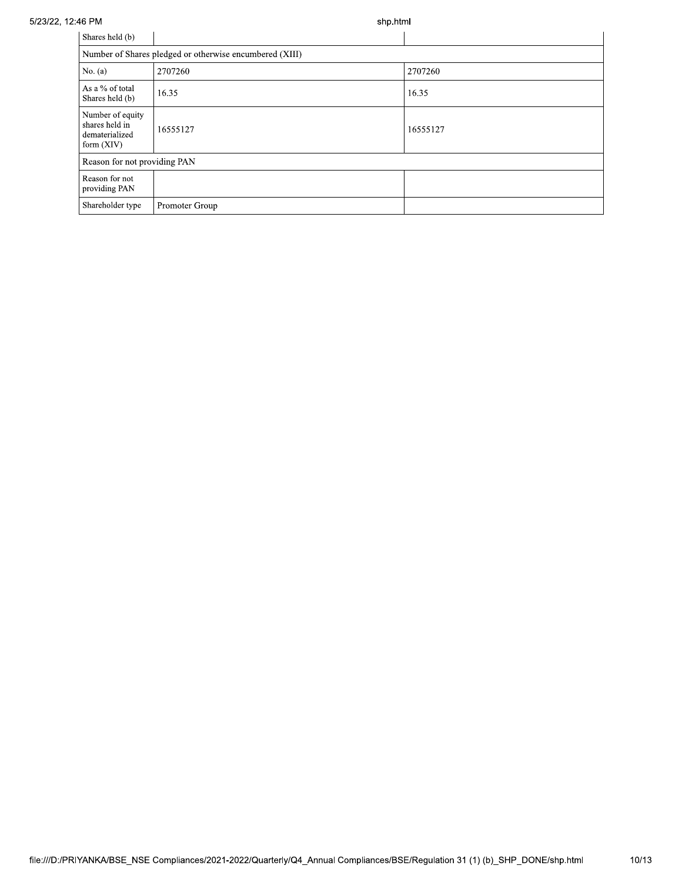| Shares held (b) | | |
|---|---|---|
| Number of Shares pledged or otherwise encumbered (XIII) | | |
| No. (a) | 2707260 | 2707260 |
| As a % of total Shares held (b) | 16.35 | 16.35 |
| Number of equity shares held in dematerialized form (XIV) | 16555127 | 16555127 |
| Reason for not providing PAN | | |
| Reason for not providing PAN | | |
| Shareholder type | Promoter Group | |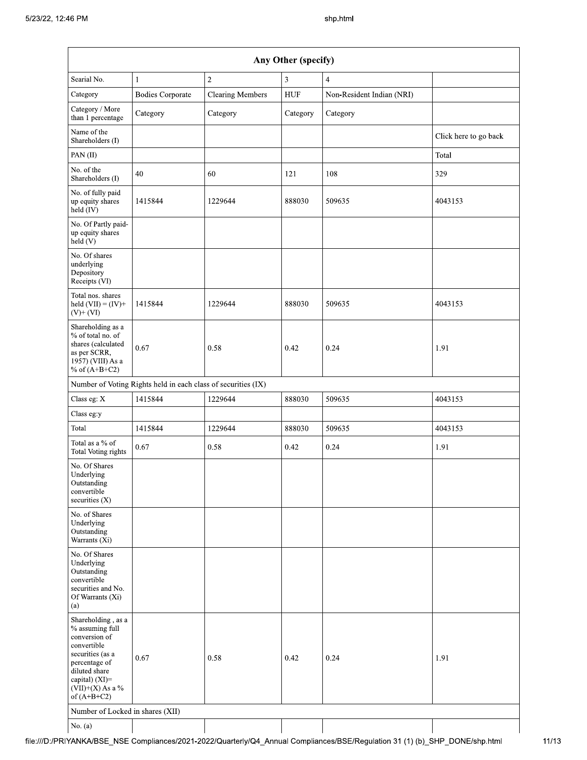| Any Other (specify) | | | | | |
|---|---|---|---|---|---|
| Searial No. | 1 | 2 | 3 | 4 | |
| Category | Bodies Corporate | Clearing Members | HUF | Non-Resident Indian (NRI) | |
| Category / More than 1 percentage | Category | Category | Category | Category | |
| Name of the Shareholders (I) | | | | | Click here to go back |
| PAN (II) | | | | | Total |
| No. of the Shareholders (I) | 40 | 60 | 121 | 108 | 329 |
| No. of fully paid up equity shares held (IV) | 1415844 | 1229644 | 888030 | 509635 | 4043153 |
| No. Of Partly paid-up equity shares held (V) | | | | | |
| No. Of shares underlying Depository Receipts (VI) | | | | | |
| Total nos. shares held (VII) = (IV)+(V)+ (VI) | 1415844 | 1229644 | 888030 | 509635 | 4043153 |
| Shareholding as a % of total no. of shares (calculated as per SCRR, 1957) (VIII) As a % of (A+B+C2) | 0.67 | 0.58 | 0.42 | 0.24 | 1.91 |
| Number of Voting Rights held in each class of securities (IX) | | | | | |
| Class eg: X | 1415844 | 1229644 | 888030 | 509635 | 4043153 |
| Class eg:y | | | | | |
| Total | 1415844 | 1229644 | 888030 | 509635 | 4043153 |
| Total as a % of Total Voting rights | 0.67 | 0.58 | 0.42 | 0.24 | 1.91 |
| No. Of Shares Underlying Outstanding convertible securities (X) | | | | | |
| No. of Shares Underlying Outstanding Warrants (Xi) | | | | | |
| No. Of Shares Underlying Outstanding convertible securities and No. Of Warrants (Xi) (a) | | | | | |
| Shareholding , as a % assuming full conversion of convertible securities (as a percentage of diluted share capital) (XI)= (VII)+(X) As a % of (A+B+C2) | 0.67 | 0.58 | 0.42 | 0.24 | 1.91 |
| Number of Locked in shares (XII) | | | | | |
| No. (a) | | | | | |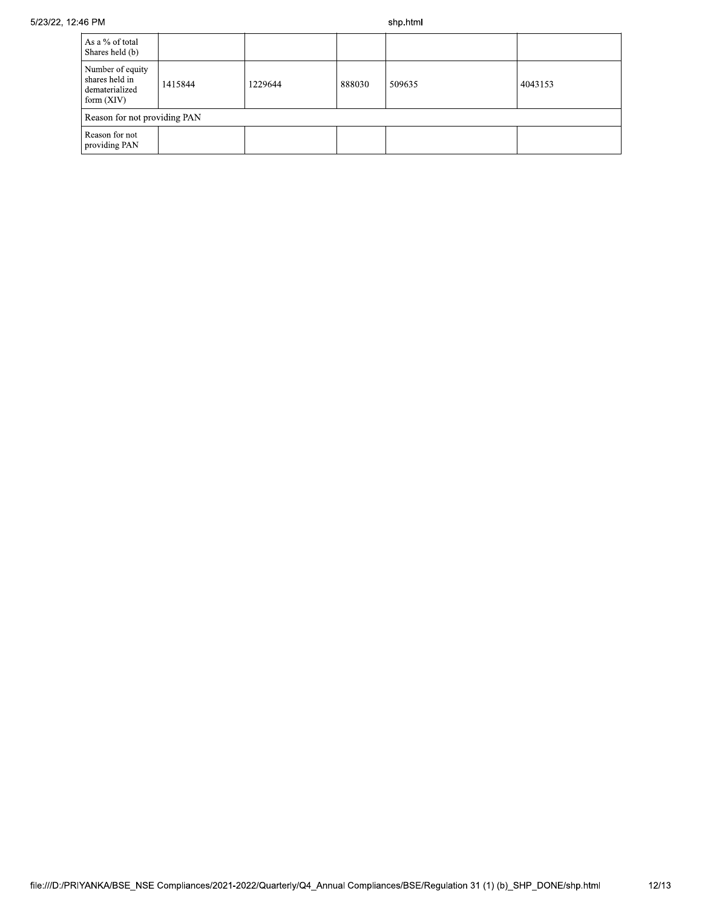| | | | | | |
|---|---|---|---|---|---|
| As a % of total Shares held (b) | | | | | |
| Number of equity shares held in dematerialized form (XIV) | 1415844 | 1229644 | 888030 | 509635 | 4043153 |
| Reason for not providing PAN | | | | | |
| Reason for not providing PAN | | | | | |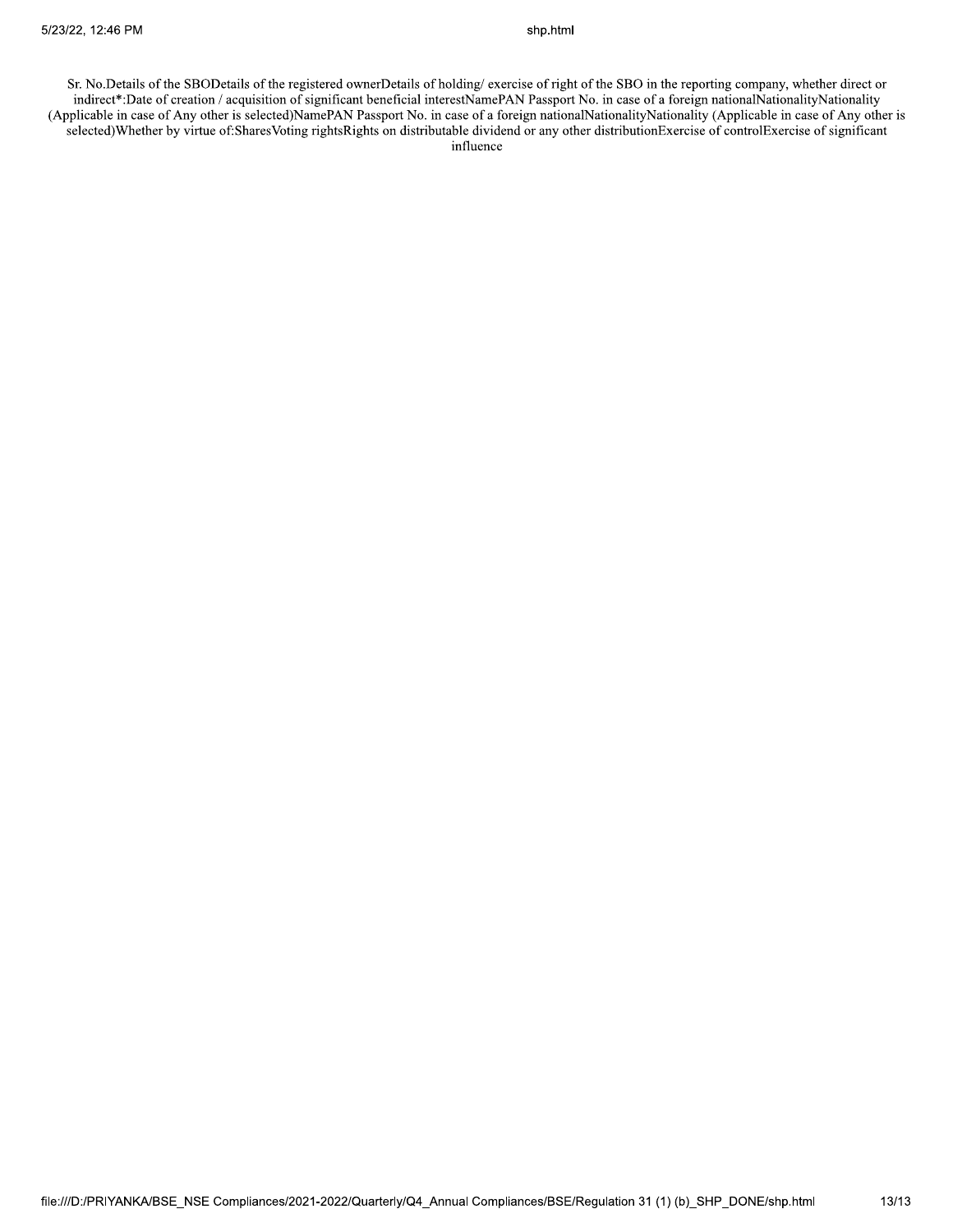Sr. No.Details of the SBODetails of the registered ownerDetails of holding/ exercise of right of the SBO in the reporting company, whether direct or indirect*:Date of creation / acquisition of significant beneficial interestNamePAN Passport No. in case of a foreign nationalNationalityNationality (Applicable in case of Any other is selected)NamePAN Passport No. in case of a foreign nationalNationalityNationality (Applicable in case of Any other is selected)Whether by virtue of:SharesVoting rightsRights on distributable dividend or any other distributionExercise of controlExercise of significant influence